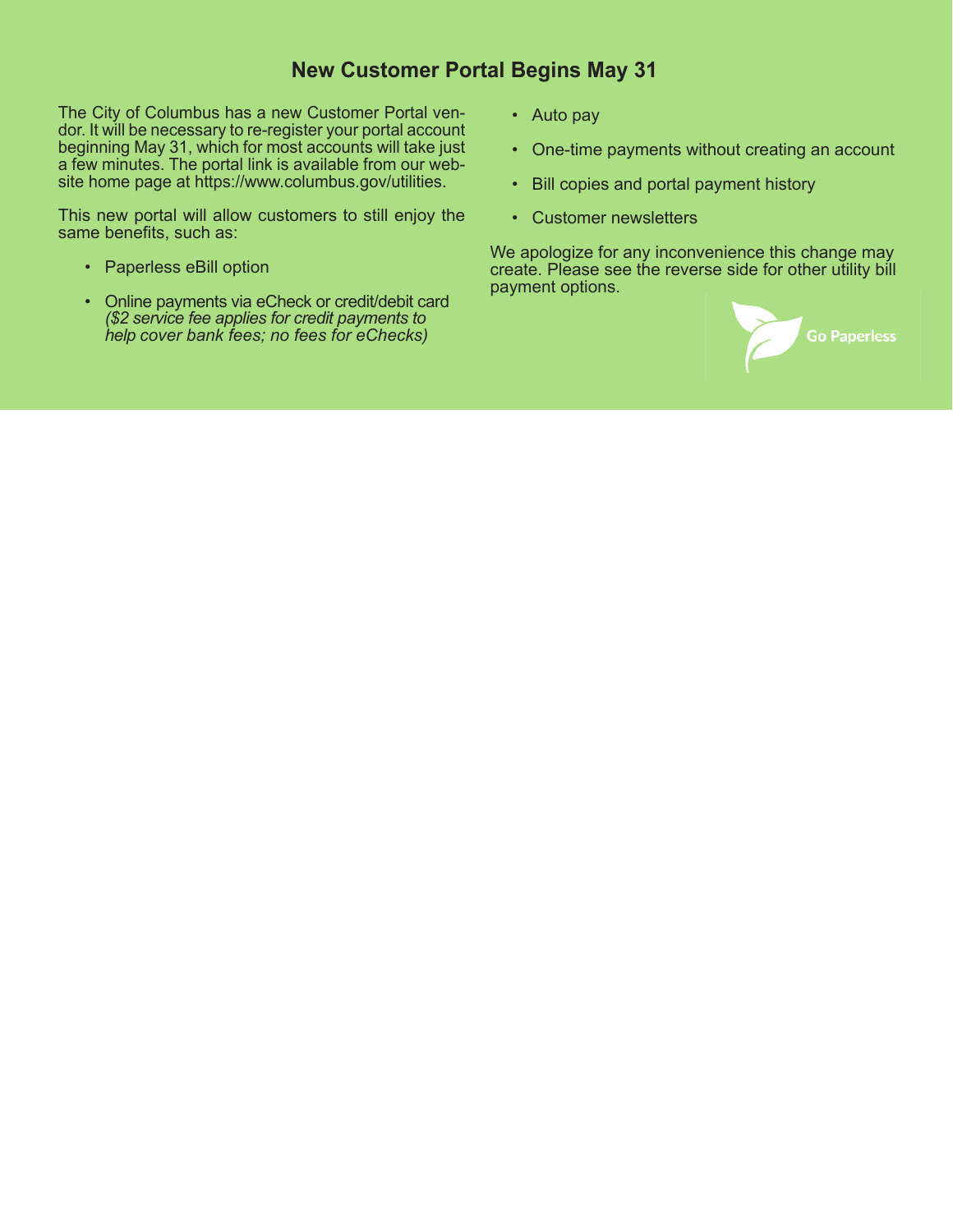# New Customer Portal Begins May 31

The City of Columbus has a new Customer Portal vendor. It will be necessary to re-register your portal account beginning May 31, which for most accounts will take just a few minutes. The portal link is available from our website home page at https://www.columbus.gov/utilities.

This new portal will allow customers to still enjoy the same benefits, such as:

- Paperless eBill option
- Online payments via eCheck or credit/debit card *($2 service fee applies for credit payments to help cover bank fees; no fees for eChecks)*
- Auto pay
- One-time payments without creating an account
- Bill copies and portal payment history
- Customer newsletters

We apologize for any inconvenience this change may create. Please see the reverse side for other utility bill payment options.

Go Paperless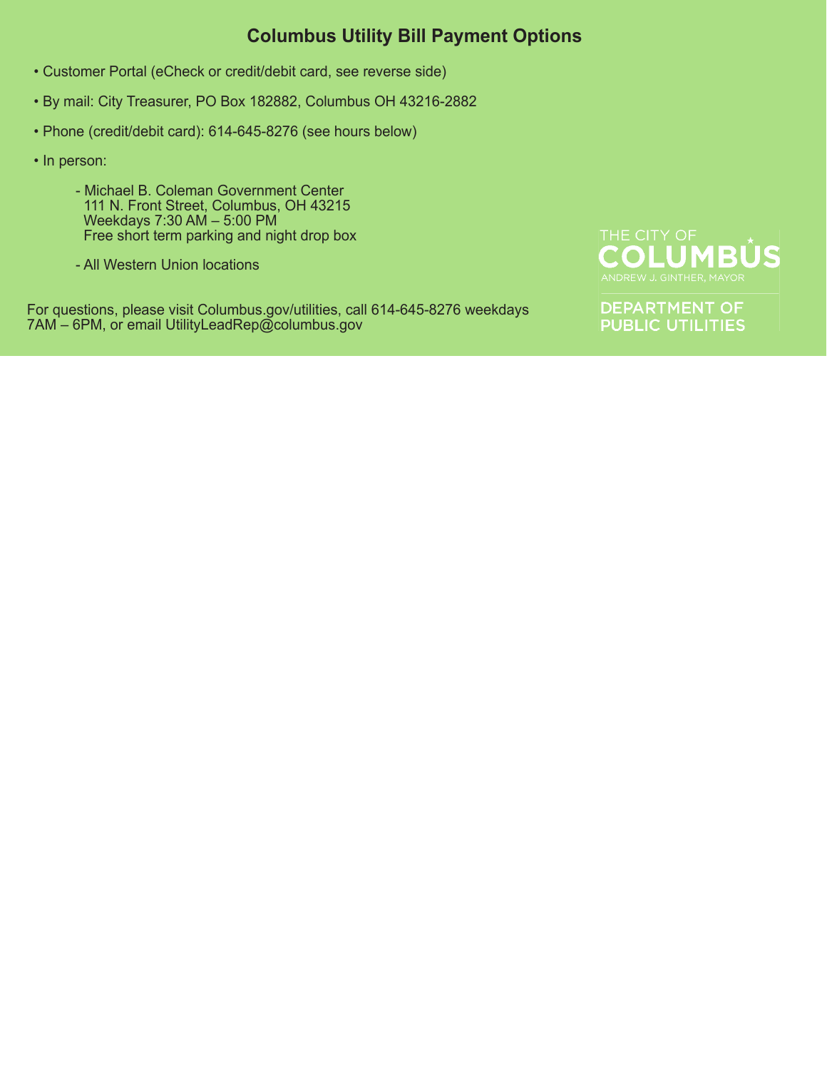## Columbus Utility Bill Payment Options

- Customer Portal (eCheck or credit/debit card, see reverse side)
- By mail: City Treasurer, PO Box 182882, Columbus OH 43216-2882
- Phone (credit/debit card): 614-645-8276 (see hours below)
- In person:
  - Michael B. Coleman Government Center
    111 N. Front Street, Columbus, OH 43215
    Weekdays 7:30 AM – 5:00 PM
    Free short term parking and night drop box
  - All Western Union locations

For questions, please visit Columbus.gov/utilities, call 614-645-8276 weekdays 7AM – 6PM, or email UtilityLeadRep@columbus.gov

THE CITY OF
COLUMBUS
ANDREW J. GINTHER, MAYOR

DEPARTMENT OF
PUBLIC UTILITIES